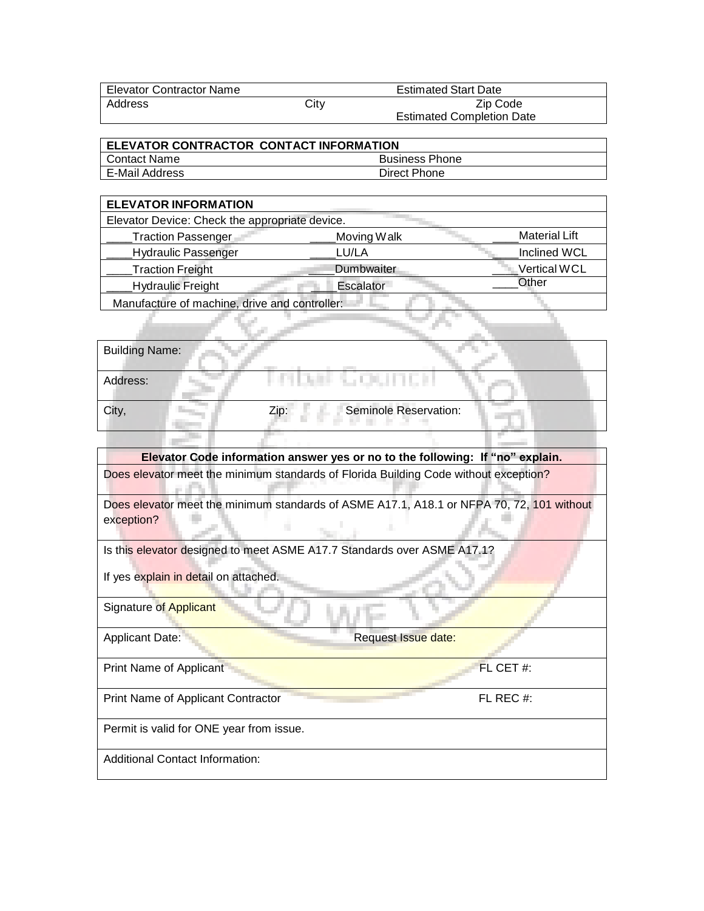| Elevator Contractor Name | | Estimated Start Date |
|---|---|---|
| Address | City | Zip Code<br>Estimated Completion Date |

| ELEVATOR CONTRACTOR CONTACT INFORMATION | |
|---|---|
| Contact Name | Business Phone |
| E-Mail Address | Direct Phone |

| ELEVATOR INFORMATION | | |
|---|---|---|
| Elevator Device: Check the appropriate device. | | |
| ____Traction Passenger | ____Moving Walk | ____Material Lift |
| ____Hydraulic Passenger | ____LU/LA | ____Inclined WCL |
| ____Traction Freight | ____Dumbwaiter | ____Vertical WCL |
| ____Hydraulic Freight | ____Escalator | ____Other |
| Manufacture of machine, drive and controller: | | |

| Building Name: | | |
|---|---|---|
| Address: | | |
| City, | Zip: | Seminole Reservation: |

| Elevator Code information answer yes or no to the following: If "no" explain. | |
|---|---|
| Does elevator meet the minimum standards of Florida Building Code without exception? | |
| Does elevator meet the minimum standards of ASME A17.1, A18.1 or NFPA 70, 72, 101 without exception? | |
| Is this elevator designed to meet ASME A17.7 Standards over ASME A17.1?<br><br>If yes explain in detail on attached. | |
| Signature of Applicant | |
| Applicant Date: | Request Issue date: |
| Print Name of Applicant | FL CET #: |
| Print Name of Applicant Contractor | FL REC #: |
| Permit is valid for ONE year from issue. | |
| Additional Contact Information: | |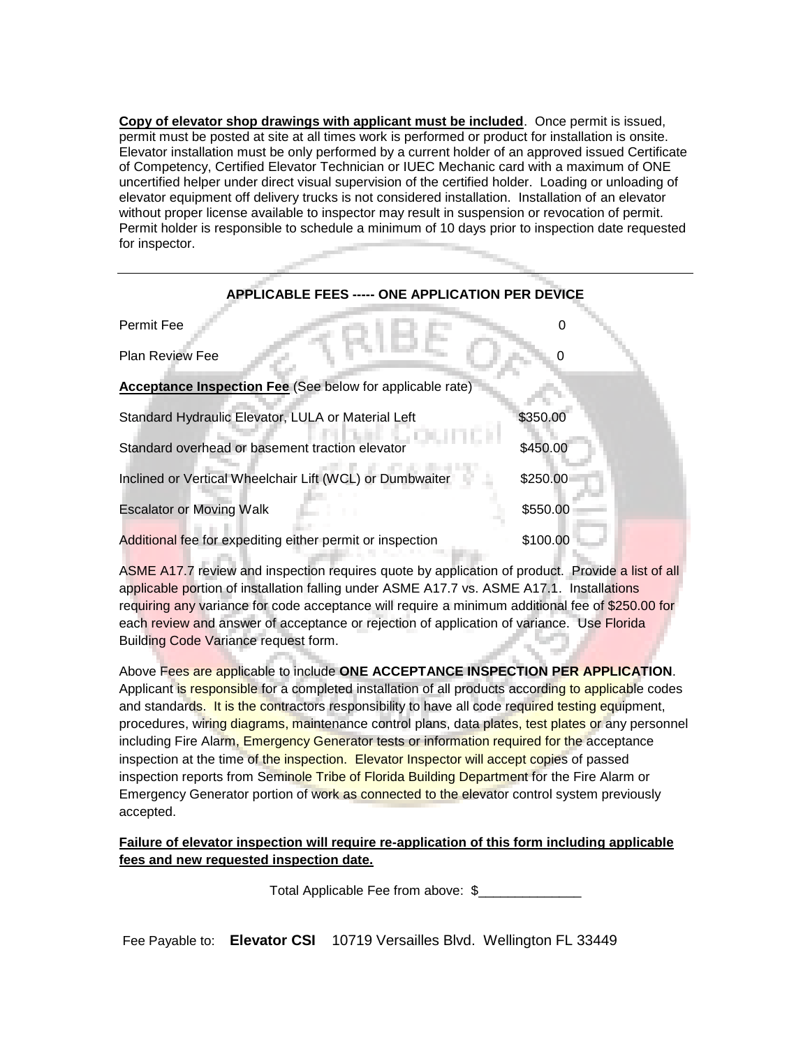**Copy of elevator shop drawings with applicant must be included**. Once permit is issued, permit must be posted at site at all times work is performed or product for installation is onsite. Elevator installation must be only performed by a current holder of an approved issued Certificate of Competency, Certified Elevator Technician or IUEC Mechanic card with a maximum of ONE uncertified helper under direct visual supervision of the certified holder. Loading or unloading of elevator equipment off delivery trucks is not considered installation. Installation of an elevator without proper license available to inspector may result in suspension or revocation of permit. Permit holder is responsible to schedule a minimum of 10 days prior to inspection date requested for inspector.

---

**APPLICABLE FEES ----- ONE APPLICATION PER DEVICE**

| | |
|---|---|
| Permit Fee | 0 |
| Plan Review Fee | 0 |
| **Acceptance Inspection Fee** (See below for applicable rate) | |
| Standard Hydraulic Elevator, LULA or Material Left | $350.00 |
| Standard overhead or basement traction elevator | $450.00 |
| Inclined or Vertical Wheelchair Lift (WCL) or Dumbwaiter | $250.00 |
| Escalator or Moving Walk | $550.00 |
| Additional fee for expediting either permit or inspection | $100.00 |

ASME A17.7 review and inspection requires quote by application of product. Provide a list of all applicable portion of installation falling under ASME A17.7 vs. ASME A17.1. Installations requiring any variance for code acceptance will require a minimum additional fee of $250.00 for each review and answer of acceptance or rejection of application of variance. Use Florida Building Code Variance request form.

Above Fees are applicable to include **ONE ACCEPTANCE INSPECTION PER APPLICATION**. Applicant is responsible for a completed installation of all products according to applicable codes and standards. It is the contractors responsibility to have all code required testing equipment, procedures, wiring diagrams, maintenance control plans, data plates, test plates or any personnel including Fire Alarm, Emergency Generator tests or information required for the acceptance inspection at the time of the inspection. Elevator Inspector will accept copies of passed inspection reports from Seminole Tribe of Florida Building Department for the Fire Alarm or Emergency Generator portion of work as connected to the elevator control system previously accepted.

**Failure of elevator inspection will require re-application of this form including applicable fees and new requested inspection date.**

Total Applicable Fee from above: $______________

Fee Payable to: **Elevator CSI** 10719 Versailles Blvd. Wellington FL 33449